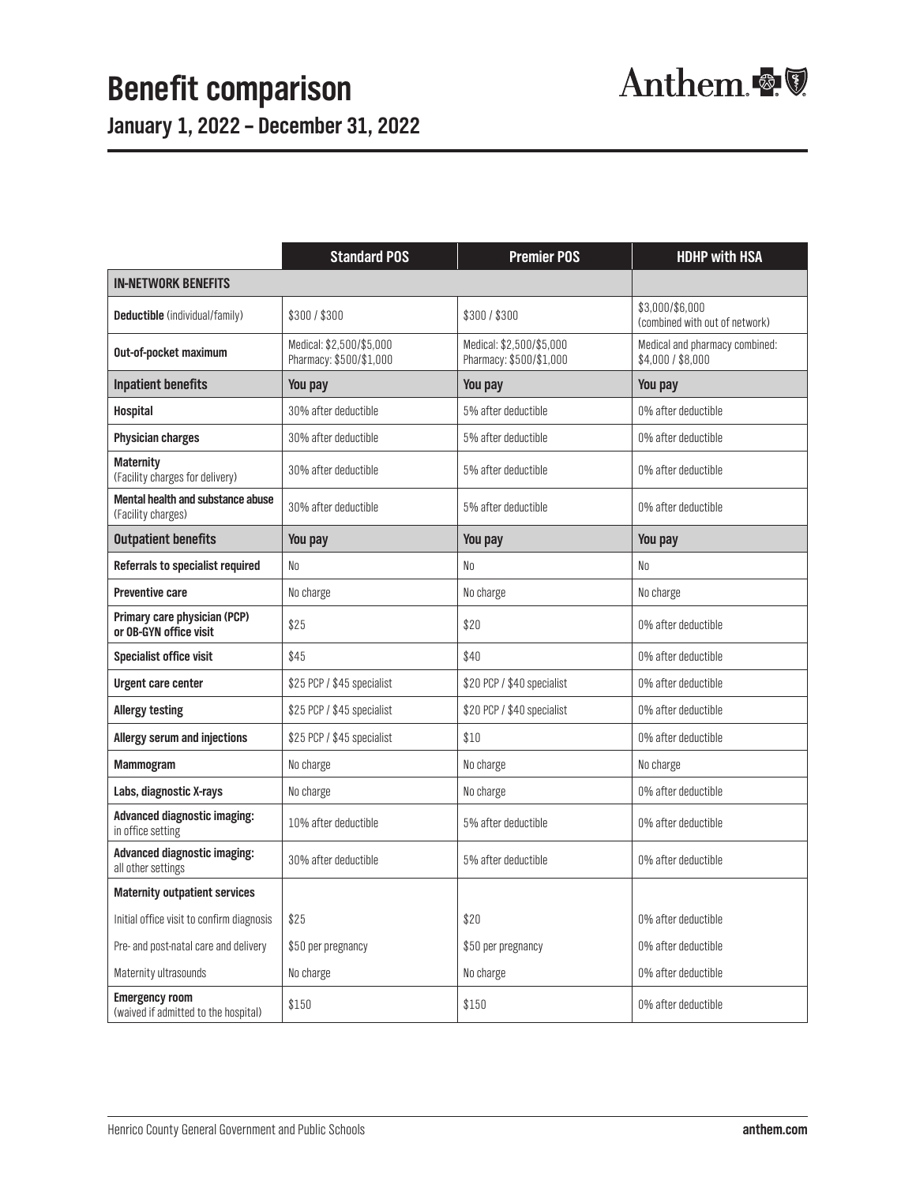# Benefit comparison

## January 1, 2022 – December 31, 2022

| | Standard POS | Premier POS | HDHP with HSA |
|---|---|---|---|
| **IN-NETWORK BENEFITS** | | | |
| **Deductible** (individual/family) | $300 / $300 | $300 / $300 | $3,000/$6,000 (combined with out of network) |
| **Out-of-pocket maximum** | Medical: $2,500/$5,000 Pharmacy: $500/$1,000 | Medical: $2,500/$5,000 Pharmacy: $500/$1,000 | Medical and pharmacy combined: $4,000 / $8,000 |
| **Inpatient benefits** | **You pay** | **You pay** | **You pay** |
| **Hospital** | 30% after deductible | 5% after deductible | 0% after deductible |
| **Physician charges** | 30% after deductible | 5% after deductible | 0% after deductible |
| **Maternity** (Facility charges for delivery) | 30% after deductible | 5% after deductible | 0% after deductible |
| **Mental health and substance abuse** (Facility charges) | 30% after deductible | 5% after deductible | 0% after deductible |
| **Outpatient benefits** | **You pay** | **You pay** | **You pay** |
| **Referrals to specialist required** | No | No | No |
| **Preventive care** | No charge | No charge | No charge |
| **Primary care physician (PCP) or OB-GYN office visit** | $25 | $20 | 0% after deductible |
| **Specialist office visit** | $45 | $40 | 0% after deductible |
| **Urgent care center** | $25 PCP / $45 specialist | $20 PCP / $40 specialist | 0% after deductible |
| **Allergy testing** | $25 PCP / $45 specialist | $20 PCP / $40 specialist | 0% after deductible |
| **Allergy serum and injections** | $25 PCP / $45 specialist | $10 | 0% after deductible |
| **Mammogram** | No charge | No charge | No charge |
| **Labs, diagnostic X-rays** | No charge | No charge | 0% after deductible |
| **Advanced diagnostic imaging:** in office setting | 10% after deductible | 5% after deductible | 0% after deductible |
| **Advanced diagnostic imaging:** all other settings | 30% after deductible | 5% after deductible | 0% after deductible |
| **Maternity outpatient services** | | | |
| Initial office visit to confirm diagnosis | $25 | $20 | 0% after deductible |
| Pre- and post-natal care and delivery | $50 per pregnancy | $50 per pregnancy | 0% after deductible |
| Maternity ultrasounds | No charge | No charge | 0% after deductible |
| **Emergency room** (waived if admitted to the hospital) | $150 | $150 | 0% after deductible |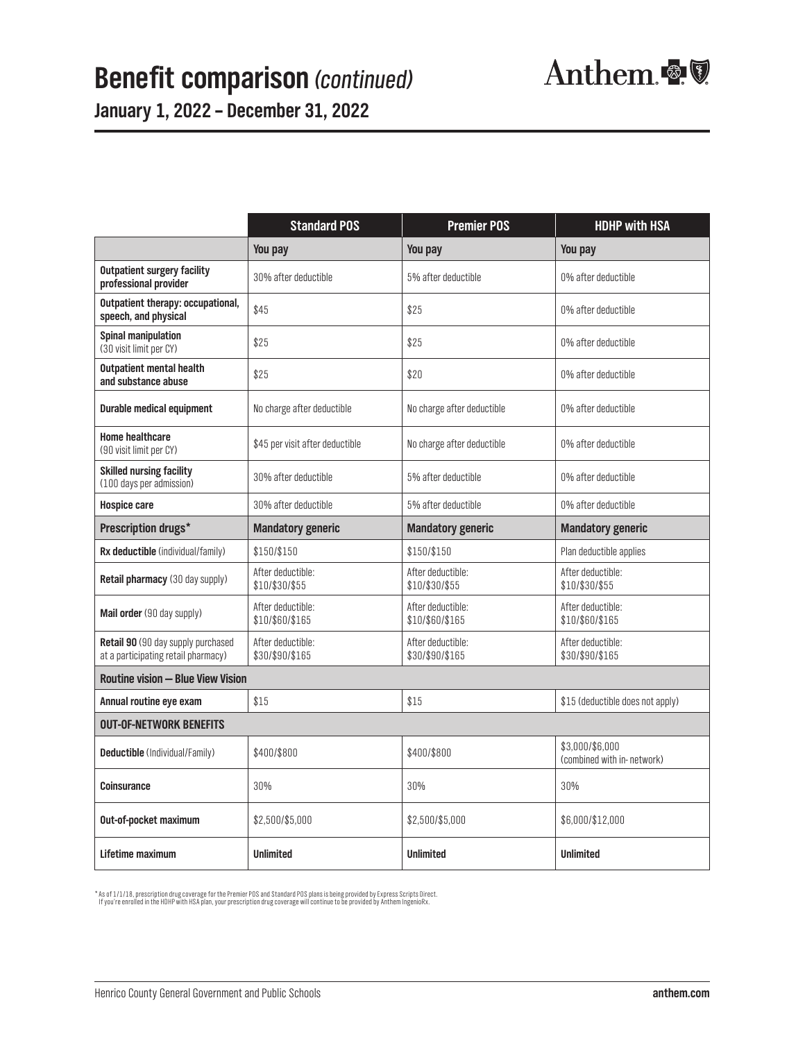# Benefit comparison *(continued)*

## January 1, 2022 – December 31, 2022

| | Standard POS | Premier POS | HDHP with HSA |
|---|---|---|---|
| | **You pay** | **You pay** | **You pay** |
| **Outpatient surgery facility professional provider** | 30% after deductible | 5% after deductible | 0% after deductible |
| **Outpatient therapy: occupational, speech, and physical** | $45 | $25 | 0% after deductible |
| **Spinal manipulation** (30 visit limit per CY) | $25 | $25 | 0% after deductible |
| **Outpatient mental health and substance abuse** | $25 | $20 | 0% after deductible |
| **Durable medical equipment** | No charge after deductible | No charge after deductible | 0% after deductible |
| **Home healthcare** (90 visit limit per CY) | $45 per visit after deductible | No charge after deductible | 0% after deductible |
| **Skilled nursing facility** (100 days per admission) | 30% after deductible | 5% after deductible | 0% after deductible |
| **Hospice care** | 30% after deductible | 5% after deductible | 0% after deductible |
| **Prescription drugs*** | **Mandatory generic** | **Mandatory generic** | **Mandatory generic** |
| **Rx deductible** (individual/family) | $150/$150 | $150/$150 | Plan deductible applies |
| **Retail pharmacy** (30 day supply) | After deductible: $10/$30/$55 | After deductible: $10/$30/$55 | After deductible: $10/$30/$55 |
| **Mail order** (90 day supply) | After deductible: $10/$60/$165 | After deductible: $10/$60/$165 | After deductible: $10/$60/$165 |
| **Retail 90** (90 day supply purchased at a participating retail pharmacy) | After deductible: $30/$90/$165 | After deductible: $30/$90/$165 | After deductible: $30/$90/$165 |
| **Routine vision — Blue View Vision** | | | |
| **Annual routine eye exam** | $15 | $15 | $15 (deductible does not apply) |
| **OUT-OF-NETWORK BENEFITS** | | | |
| **Deductible** (Individual/Family) | $400/$800 | $400/$800 | $3,000/$6,000 (combined with in- network) |
| **Coinsurance** | 30% | 30% | 30% |
| **Out-of-pocket maximum** | $2,500/$5,000 | $2,500/$5,000 | $6,000/$12,000 |
| **Lifetime maximum** | **Unlimited** | **Unlimited** | **Unlimited** |

* As of 1/1/18, prescription drug coverage for the Premier POS and Standard POS plans is being provided by Express Scripts Direct. If you're enrolled in the HDHP with HSA plan, your prescription drug coverage will continue to be provided by Anthem IngenioRx.